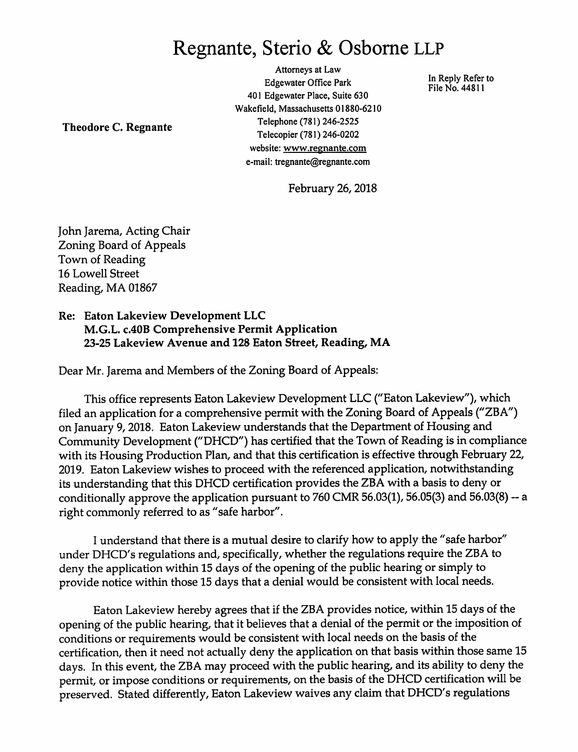# Regnante, Sterio & Osborne LLP

Attorneys at Law
Edgewater Office Park
401 Edgewater Place, Suite 630
Wakefield, Massachusetts 01880-6210
Telephone (781) 246-2525
Telecopier (781) 246-0202
website: www.regnante.com
e-mail: tregnante@regnante.com

**Theodore C. Regnante**

In Reply Refer to
File No. 44811

February 26, 2018

John Jarema, Acting Chair
Zoning Board of Appeals
Town of Reading
16 Lowell Street
Reading, MA 01867

**Re: Eaton Lakeview Development LLC**
**M.G.L. c.40B Comprehensive Permit Application**
**23-25 Lakeview Avenue and 128 Eaton Street, Reading, MA**

Dear Mr. Jarema and Members of the Zoning Board of Appeals:

This office represents Eaton Lakeview Development LLC ("Eaton Lakeview"), which filed an application for a comprehensive permit with the Zoning Board of Appeals ("ZBA") on January 9, 2018. Eaton Lakeview understands that the Department of Housing and Community Development ("DHCD") has certified that the Town of Reading is in compliance with its Housing Production Plan, and that this certification is effective through February 22, 2019. Eaton Lakeview wishes to proceed with the referenced application, notwithstanding its understanding that this DHCD certification provides the ZBA with a basis to deny or conditionally approve the application pursuant to 760 CMR 56.03(1), 56.05(3) and 56.03(8) -- a right commonly referred to as "safe harbor".

I understand that there is a mutual desire to clarify how to apply the "safe harbor" under DHCD's regulations and, specifically, whether the regulations require the ZBA to deny the application within 15 days of the opening of the public hearing or simply to provide notice within those 15 days that a denial would be consistent with local needs.

Eaton Lakeview hereby agrees that if the ZBA provides notice, within 15 days of the opening of the public hearing, that it believes that a denial of the permit or the imposition of conditions or requirements would be consistent with local needs on the basis of the certification, then it need not actually deny the application on that basis within those same 15 days. In this event, the ZBA may proceed with the public hearing, and its ability to deny the permit, or impose conditions or requirements, on the basis of the DHCD certification will be preserved. Stated differently, Eaton Lakeview waives any claim that DHCD's regulations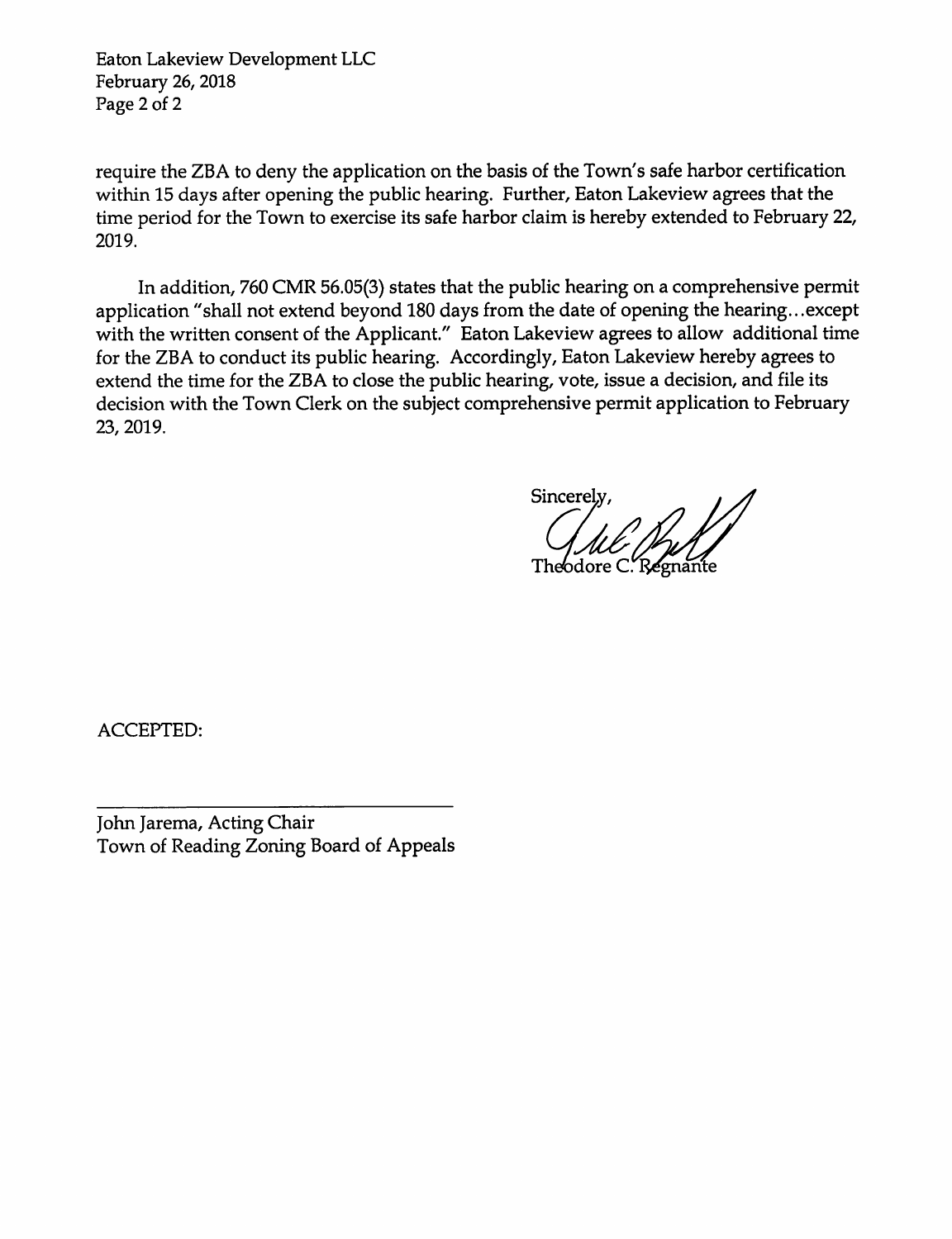require the ZBA to deny the application on the basis of the Town's safe harbor certification within 15 days after opening the public hearing. Further, Eaton Lakeview agrees that the time period for the Town to exercise its safe harbor claim is hereby extended to February 22, 2019.

In addition, 760 CMR 56.05(3) states that the public hearing on a comprehensive permit application "shall not extend beyond 180 days from the date of opening the hearing...except with the written consent of the Applicant." Eaton Lakeview agrees to allow additional time for the ZBA to conduct its public hearing. Accordingly, Eaton Lakeview hereby agrees to extend the time for the ZBA to close the public hearing, vote, issue a decision, and file its decision with the Town Clerk on the subject comprehensive permit application to February 23, 2019.

Sincerely,

Theodore C. Regnante

ACCEPTED:

\_\_\_\_\_\_\_\_\_\_\_\_\_\_\_\_\_\_\_\_\_\_\_\_\_\_\_\_\_\_\_\_\_\_\_\_

John Jarema, Acting Chair
Town of Reading Zoning Board of Appeals